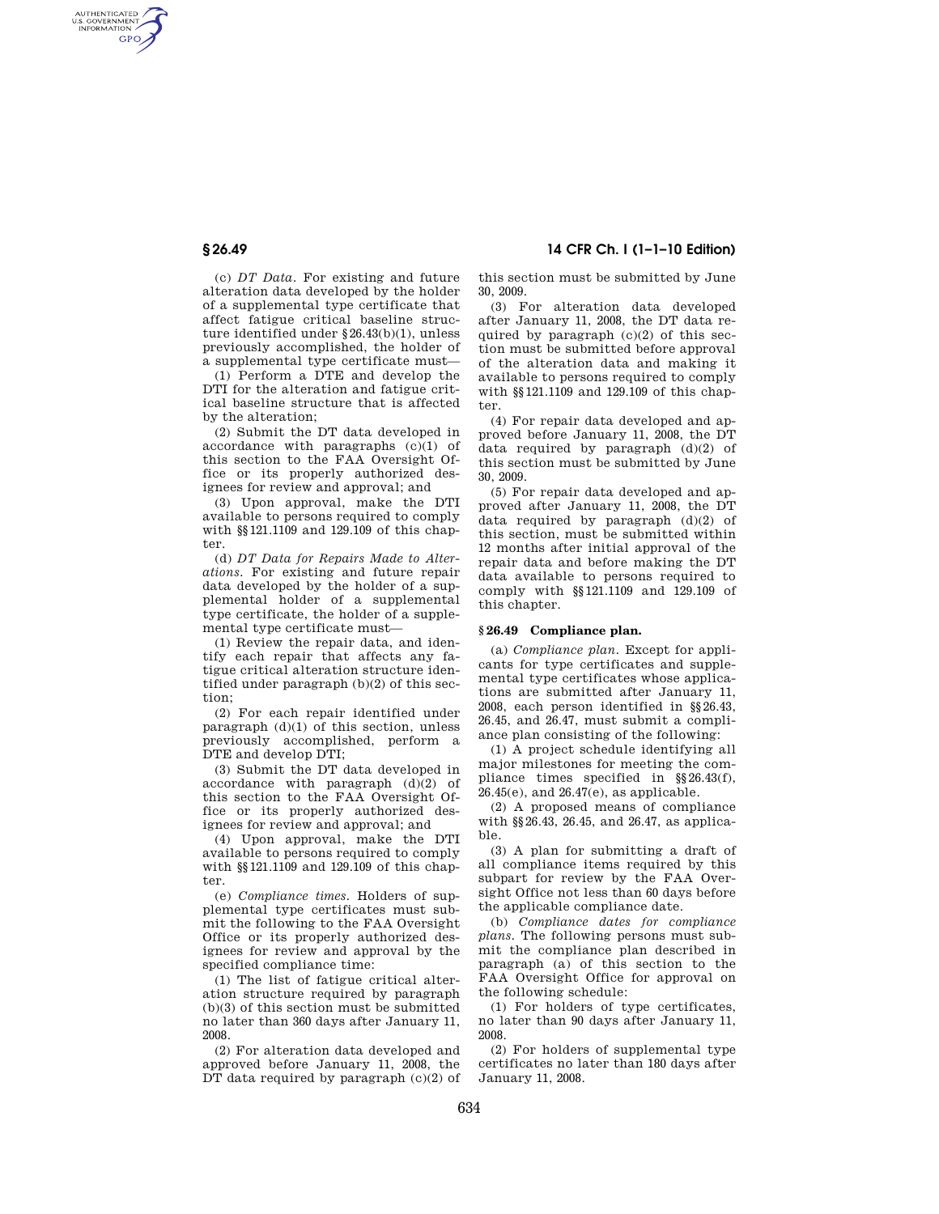(c) *DT Data.* For existing and future alteration data developed by the holder of a supplemental type certificate that affect fatigue critical baseline structure identified under §26.43(b)(1), unless previously accomplished, the holder of a supplemental type certificate must—

(1) Perform a DTE and develop the DTI for the alteration and fatigue critical baseline structure that is affected by the alteration;

(2) Submit the DT data developed in accordance with paragraphs (c)(1) of this section to the FAA Oversight Office or its properly authorized designees for review and approval; and

(3) Upon approval, make the DTI available to persons required to comply with §§121.1109 and 129.109 of this chapter.

(d) *DT Data for Repairs Made to Alterations.* For existing and future repair data developed by the holder of a supplemental holder of a supplemental type certificate, the holder of a supplemental type certificate must—

(1) Review the repair data, and identify each repair that affects any fatigue critical alteration structure identified under paragraph (b)(2) of this section;

(2) For each repair identified under paragraph (d)(1) of this section, unless previously accomplished, perform a DTE and develop DTI;

(3) Submit the DT data developed in accordance with paragraph (d)(2) of this section to the FAA Oversight Office or its properly authorized designees for review and approval; and

(4) Upon approval, make the DTI available to persons required to comply with §§121.1109 and 129.109 of this chapter.

(e) *Compliance times.* Holders of supplemental type certificates must submit the following to the FAA Oversight Office or its properly authorized designees for review and approval by the specified compliance time:

(1) The list of fatigue critical alteration structure required by paragraph (b)(3) of this section must be submitted no later than 360 days after January 11, 2008.

(2) For alteration data developed and approved before January 11, 2008, the DT data required by paragraph (c)(2) of this section must be submitted by June 30, 2009.

(3) For alteration data developed after January 11, 2008, the DT data required by paragraph (c)(2) of this section must be submitted before approval of the alteration data and making it available to persons required to comply with §§121.1109 and 129.109 of this chapter.

(4) For repair data developed and approved before January 11, 2008, the DT data required by paragraph (d)(2) of this section must be submitted by June 30, 2009.

(5) For repair data developed and approved after January 11, 2008, the DT data required by paragraph (d)(2) of this section, must be submitted within 12 months after initial approval of the repair data and before making the DT data available to persons required to comply with §§121.1109 and 129.109 of this chapter.

## §26.49 Compliance plan.

(a) *Compliance plan.* Except for applicants for type certificates and supplemental type certificates whose applications are submitted after January 11, 2008, each person identified in §§26.43, 26.45, and 26.47, must submit a compliance plan consisting of the following:

(1) A project schedule identifying all major milestones for meeting the compliance times specified in §§26.43(f), 26.45(e), and 26.47(e), as applicable.

(2) A proposed means of compliance with §§26.43, 26.45, and 26.47, as applicable.

(3) A plan for submitting a draft of all compliance items required by this subpart for review by the FAA Oversight Office not less than 60 days before the applicable compliance date.

(b) *Compliance dates for compliance plans.* The following persons must submit the compliance plan described in paragraph (a) of this section to the FAA Oversight Office for approval on the following schedule:

(1) For holders of type certificates, no later than 90 days after January 11, 2008.

(2) For holders of supplemental type certificates no later than 180 days after January 11, 2008.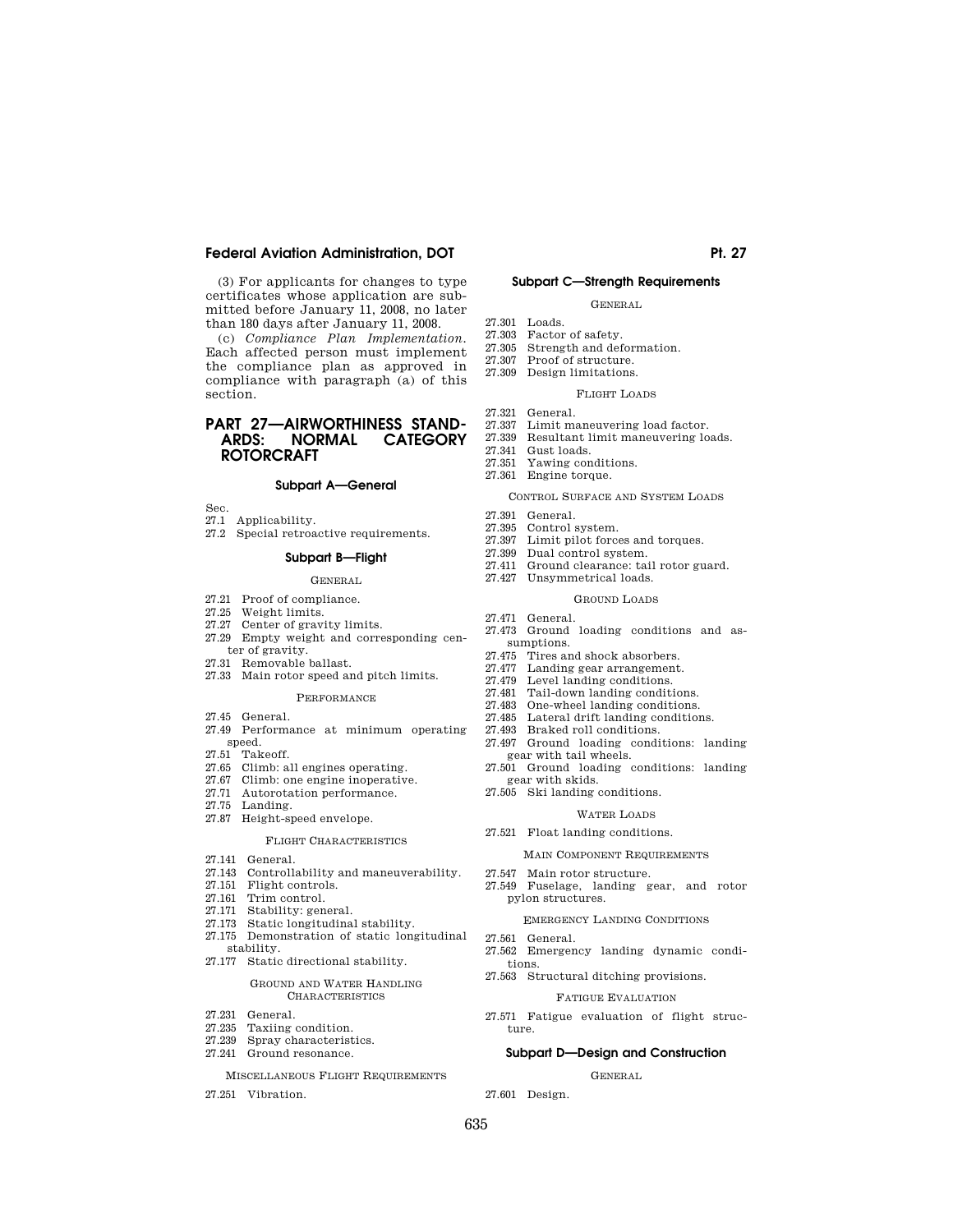(3) For applicants for changes to type certificates whose application are submitted before January 11, 2008, no later than 180 days after January 11, 2008.

(c) *Compliance Plan Implementation.* Each affected person must implement the compliance plan as approved in compliance with paragraph (a) of this section.

# PART 27—AIRWORTHINESS STANDARDS: NORMAL CATEGORY ROTORCRAFT

## Subpart A—General

Sec.

27.1 Applicability.

27.2 Special retroactive requirements.

## Subpart B—Flight

GENERAL

27.21 Proof of compliance.

27.25 Weight limits.

27.27 Center of gravity limits.

27.29 Empty weight and corresponding center of gravity.

27.31 Removable ballast.

27.33 Main rotor speed and pitch limits.

PERFORMANCE

27.45 General.

27.49 Performance at minimum operating speed.

27.51 Takeoff.

27.65 Climb: all engines operating.

27.67 Climb: one engine inoperative.

27.71 Autorotation performance.

27.75 Landing.

27.87 Height-speed envelope.

FLIGHT CHARACTERISTICS

27.141 General.

27.143 Controllability and maneuverability.

27.151 Flight controls.

27.161 Trim control.

27.171 Stability: general.

27.173 Static longitudinal stability.

27.175 Demonstration of static longitudinal stability.

27.177 Static directional stability.

GROUND AND WATER HANDLING CHARACTERISTICS

27.231 General.

27.235 Taxiing condition.

27.239 Spray characteristics.

27.241 Ground resonance.

MISCELLANEOUS FLIGHT REQUIREMENTS

27.251 Vibration.

## Subpart C—Strength Requirements

GENERAL

27.301 Loads.

27.303 Factor of safety.

27.305 Strength and deformation.

27.307 Proof of structure.

27.309 Design limitations.

FLIGHT LOADS

27.321 General.

27.337 Limit maneuvering load factor.

27.339 Resultant limit maneuvering loads.

27.341 Gust loads.

27.351 Yawing conditions.

27.361 Engine torque.

CONTROL SURFACE AND SYSTEM LOADS

27.391 General.

27.395 Control system.

27.397 Limit pilot forces and torques.

27.399 Dual control system.

27.411 Ground clearance: tail rotor guard.

27.427 Unsymmetrical loads.

GROUND LOADS

27.471 General.

27.473 Ground loading conditions and assumptions.

27.475 Tires and shock absorbers.

27.477 Landing gear arrangement.

27.479 Level landing conditions.

27.481 Tail-down landing conditions.

27.483 One-wheel landing conditions.

27.485 Lateral drift landing conditions.

27.493 Braked roll conditions.

27.497 Ground loading conditions: landing gear with tail wheels.

27.501 Ground loading conditions: landing gear with skids.

27.505 Ski landing conditions.

WATER LOADS

27.521 Float landing conditions.

MAIN COMPONENT REQUIREMENTS

27.547 Main rotor structure.

27.549 Fuselage, landing gear, and rotor pylon structures.

EMERGENCY LANDING CONDITIONS

27.561 General.

27.562 Emergency landing dynamic conditions.

27.563 Structural ditching provisions.

FATIGUE EVALUATION

27.571 Fatigue evaluation of flight structure.

## Subpart D—Design and Construction

GENERAL

27.601 Design.